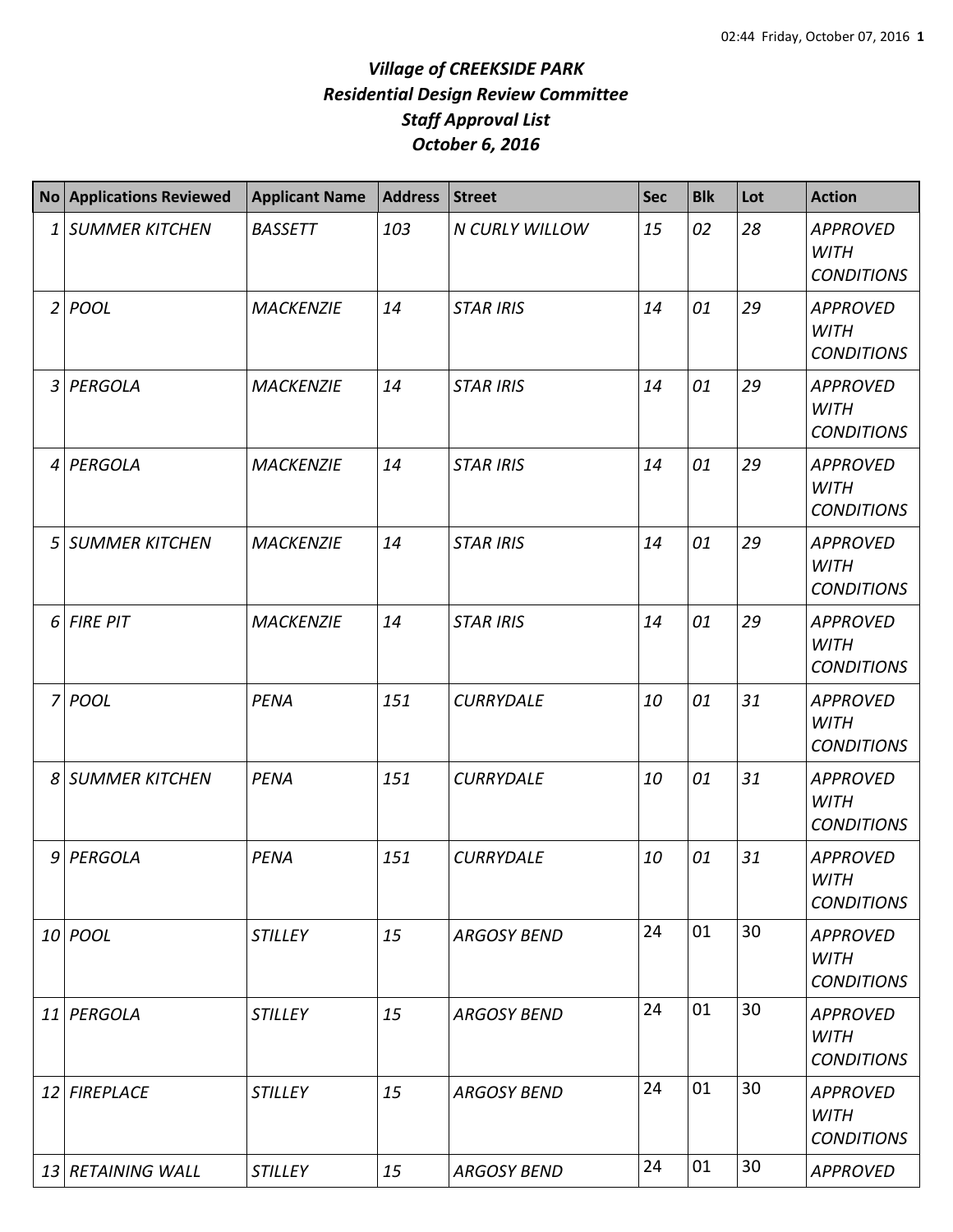***Village of CREEKSIDE PARK***
***Residential Design Review Committee***
***Staff Approval List***
***October 6, 2016***

| No | Applications Reviewed | Applicant Name | Address | Street | Sec | Blk | Lot | Action |
|---|---|---|---|---|---|---|---|---|
| 1 | *SUMMER KITCHEN* | *BASSETT* | *103* | *N CURLY WILLOW* | *15* | *02* | *28* | *APPROVED WITH CONDITIONS* |
| 2 | *POOL* | *MACKENZIE* | *14* | *STAR IRIS* | *14* | *01* | *29* | *APPROVED WITH CONDITIONS* |
| 3 | *PERGOLA* | *MACKENZIE* | *14* | *STAR IRIS* | *14* | *01* | *29* | *APPROVED WITH CONDITIONS* |
| 4 | *PERGOLA* | *MACKENZIE* | *14* | *STAR IRIS* | *14* | *01* | *29* | *APPROVED WITH CONDITIONS* |
| 5 | *SUMMER KITCHEN* | *MACKENZIE* | *14* | *STAR IRIS* | *14* | *01* | *29* | *APPROVED WITH CONDITIONS* |
| 6 | *FIRE PIT* | *MACKENZIE* | *14* | *STAR IRIS* | *14* | *01* | *29* | *APPROVED WITH CONDITIONS* |
| 7 | *POOL* | *PENA* | *151* | *CURRYDALE* | *10* | *01* | *31* | *APPROVED WITH CONDITIONS* |
| 8 | *SUMMER KITCHEN* | *PENA* | *151* | *CURRYDALE* | *10* | *01* | *31* | *APPROVED WITH CONDITIONS* |
| 9 | *PERGOLA* | *PENA* | *151* | *CURRYDALE* | *10* | *01* | *31* | *APPROVED WITH CONDITIONS* |
| 10 | *POOL* | *STILLEY* | *15* | *ARGOSY BEND* | 24 | 01 | 30 | *APPROVED WITH CONDITIONS* |
| 11 | *PERGOLA* | *STILLEY* | *15* | *ARGOSY BEND* | 24 | 01 | 30 | *APPROVED WITH CONDITIONS* |
| 12 | *FIREPLACE* | *STILLEY* | *15* | *ARGOSY BEND* | 24 | 01 | 30 | *APPROVED WITH CONDITIONS* |
| 13 | *RETAINING WALL* | *STILLEY* | *15* | *ARGOSY BEND* | 24 | 01 | 30 | *APPROVED* |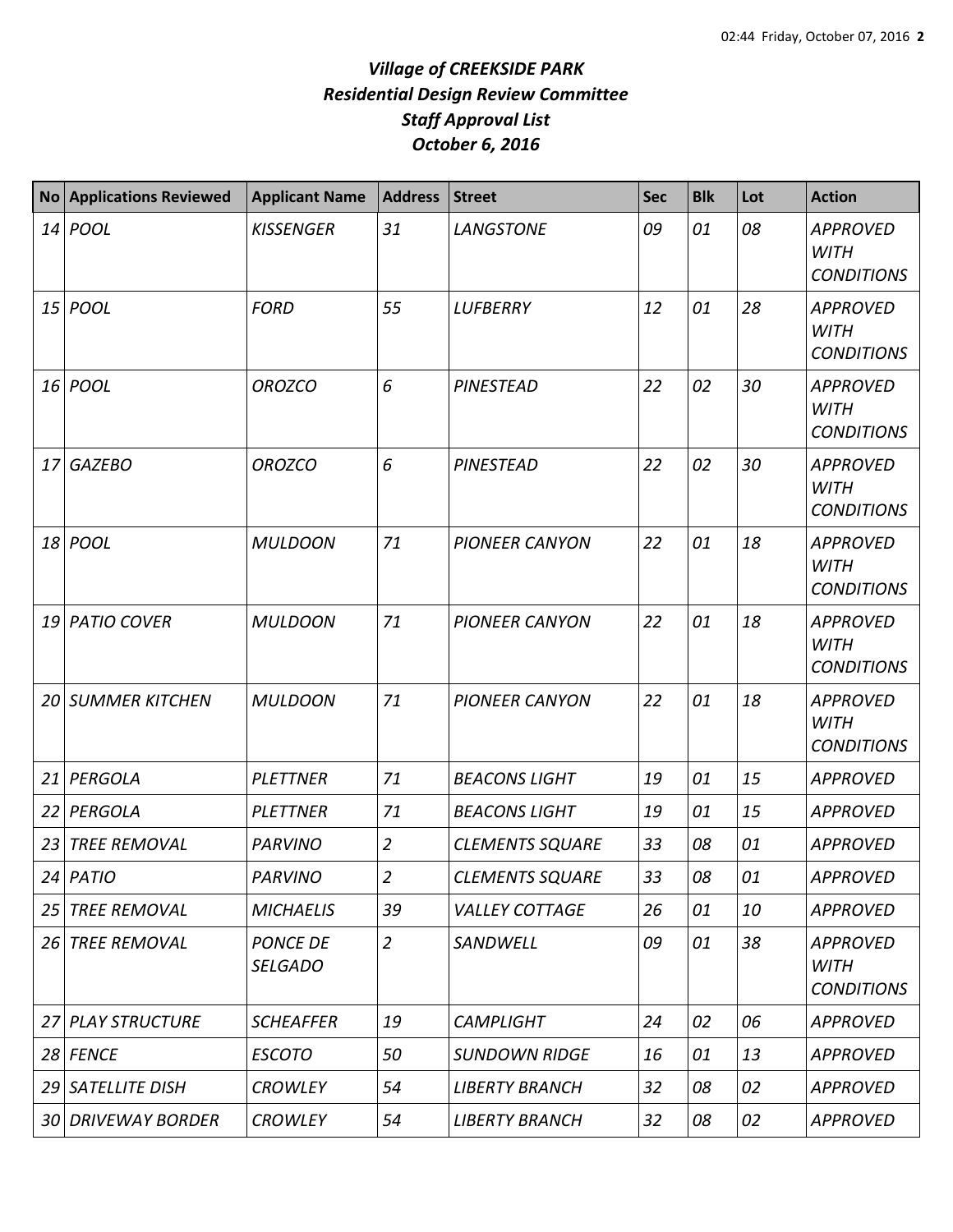# *Village of CREEKSIDE PARK*
## *Residential Design Review Committee*
## *Staff Approval List*
## *October 6, 2016*

| No | Applications Reviewed | Applicant Name | Address | Street | Sec | Blk | Lot | Action |
|---|---|---|---|---|---|---|---|---|
| 14 | POOL | KISSENGER | 31 | LANGSTONE | 09 | 01 | 08 | APPROVED WITH CONDITIONS |
| 15 | POOL | FORD | 55 | LUFBERRY | 12 | 01 | 28 | APPROVED WITH CONDITIONS |
| 16 | POOL | OROZCO | 6 | PINESTEAD | 22 | 02 | 30 | APPROVED WITH CONDITIONS |
| 17 | GAZEBO | OROZCO | 6 | PINESTEAD | 22 | 02 | 30 | APPROVED WITH CONDITIONS |
| 18 | POOL | MULDOON | 71 | PIONEER CANYON | 22 | 01 | 18 | APPROVED WITH CONDITIONS |
| 19 | PATIO COVER | MULDOON | 71 | PIONEER CANYON | 22 | 01 | 18 | APPROVED WITH CONDITIONS |
| 20 | SUMMER KITCHEN | MULDOON | 71 | PIONEER CANYON | 22 | 01 | 18 | APPROVED WITH CONDITIONS |
| 21 | PERGOLA | PLETTNER | 71 | BEACONS LIGHT | 19 | 01 | 15 | APPROVED |
| 22 | PERGOLA | PLETTNER | 71 | BEACONS LIGHT | 19 | 01 | 15 | APPROVED |
| 23 | TREE REMOVAL | PARVINO | 2 | CLEMENTS SQUARE | 33 | 08 | 01 | APPROVED |
| 24 | PATIO | PARVINO | 2 | CLEMENTS SQUARE | 33 | 08 | 01 | APPROVED |
| 25 | TREE REMOVAL | MICHAELIS | 39 | VALLEY COTTAGE | 26 | 01 | 10 | APPROVED |
| 26 | TREE REMOVAL | PONCE DE SELGADO | 2 | SANDWELL | 09 | 01 | 38 | APPROVED WITH CONDITIONS |
| 27 | PLAY STRUCTURE | SCHEAFFER | 19 | CAMPLIGHT | 24 | 02 | 06 | APPROVED |
| 28 | FENCE | ESCOTO | 50 | SUNDOWN RIDGE | 16 | 01 | 13 | APPROVED |
| 29 | SATELLITE DISH | CROWLEY | 54 | LIBERTY BRANCH | 32 | 08 | 02 | APPROVED |
| 30 | DRIVEWAY BORDER | CROWLEY | 54 | LIBERTY BRANCH | 32 | 08 | 02 | APPROVED |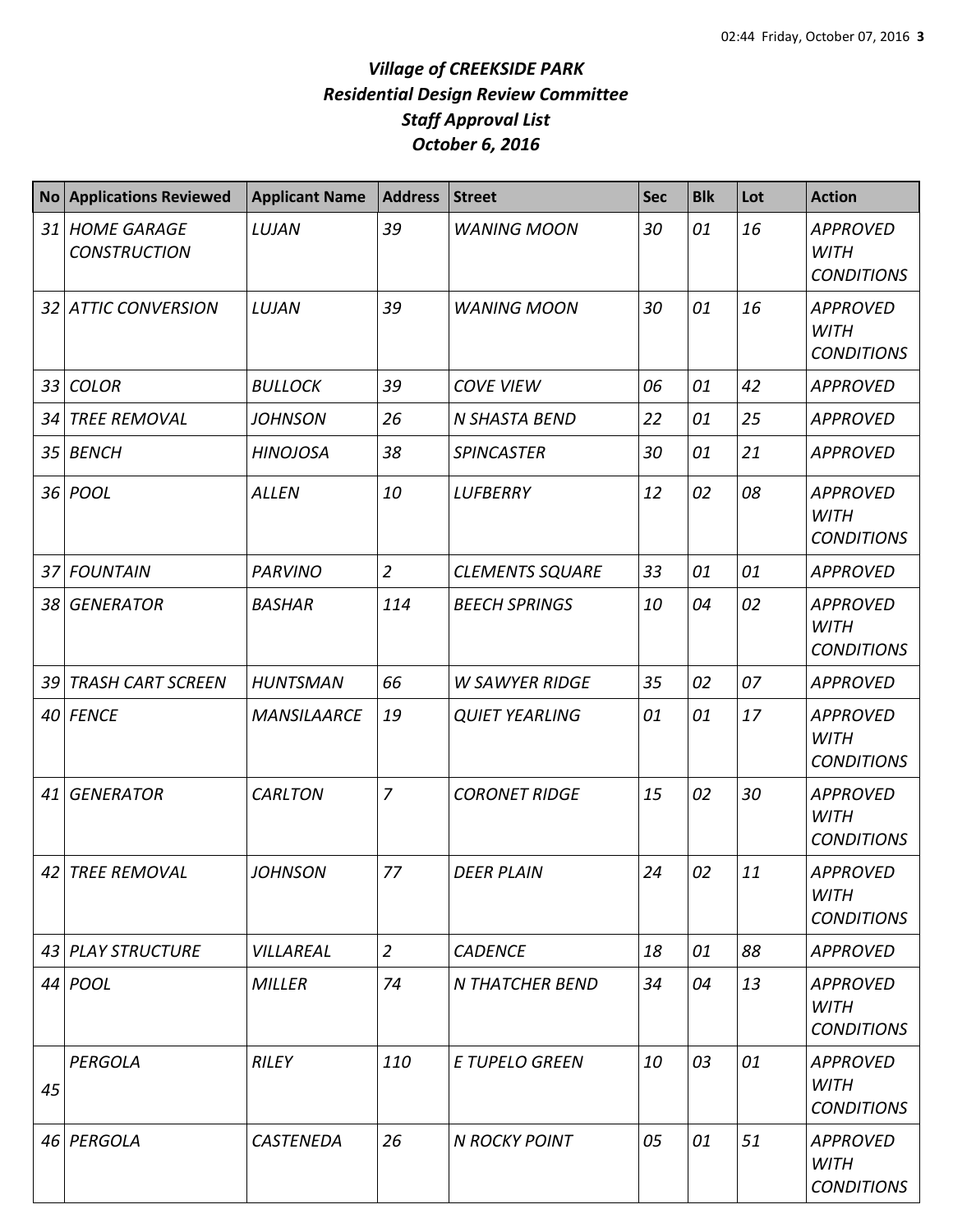# *Village of CREEKSIDE PARK*
## *Residential Design Review Committee*
## *Staff Approval List*
## *October 6, 2016*

| No | Applications Reviewed | Applicant Name | Address | Street | Sec | Blk | Lot | Action |
|---|---|---|---|---|---|---|---|---|
| 31 | HOME GARAGE CONSTRUCTION | LUJAN | 39 | WANING MOON | 30 | 01 | 16 | APPROVED WITH CONDITIONS |
| 32 | ATTIC CONVERSION | LUJAN | 39 | WANING MOON | 30 | 01 | 16 | APPROVED WITH CONDITIONS |
| 33 | COLOR | BULLOCK | 39 | COVE VIEW | 06 | 01 | 42 | APPROVED |
| 34 | TREE REMOVAL | JOHNSON | 26 | N SHASTA BEND | 22 | 01 | 25 | APPROVED |
| 35 | BENCH | HINOJOSA | 38 | SPINCASTER | 30 | 01 | 21 | APPROVED |
| 36 | POOL | ALLEN | 10 | LUFBERRY | 12 | 02 | 08 | APPROVED WITH CONDITIONS |
| 37 | FOUNTAIN | PARVINO | 2 | CLEMENTS SQUARE | 33 | 01 | 01 | APPROVED |
| 38 | GENERATOR | BASHAR | 114 | BEECH SPRINGS | 10 | 04 | 02 | APPROVED WITH CONDITIONS |
| 39 | TRASH CART SCREEN | HUNTSMAN | 66 | W SAWYER RIDGE | 35 | 02 | 07 | APPROVED |
| 40 | FENCE | MANSILAARCE | 19 | QUIET YEARLING | 01 | 01 | 17 | APPROVED WITH CONDITIONS |
| 41 | GENERATOR | CARLTON | 7 | CORONET RIDGE | 15 | 02 | 30 | APPROVED WITH CONDITIONS |
| 42 | TREE REMOVAL | JOHNSON | 77 | DEER PLAIN | 24 | 02 | 11 | APPROVED WITH CONDITIONS |
| 43 | PLAY STRUCTURE | VILLAREAL | 2 | CADENCE | 18 | 01 | 88 | APPROVED |
| 44 | POOL | MILLER | 74 | N THATCHER BEND | 34 | 04 | 13 | APPROVED WITH CONDITIONS |
| 45 | PERGOLA | RILEY | 110 | E TUPELO GREEN | 10 | 03 | 01 | APPROVED WITH CONDITIONS |
| 46 | PERGOLA | CASTENEDA | 26 | N ROCKY POINT | 05 | 01 | 51 | APPROVED WITH CONDITIONS |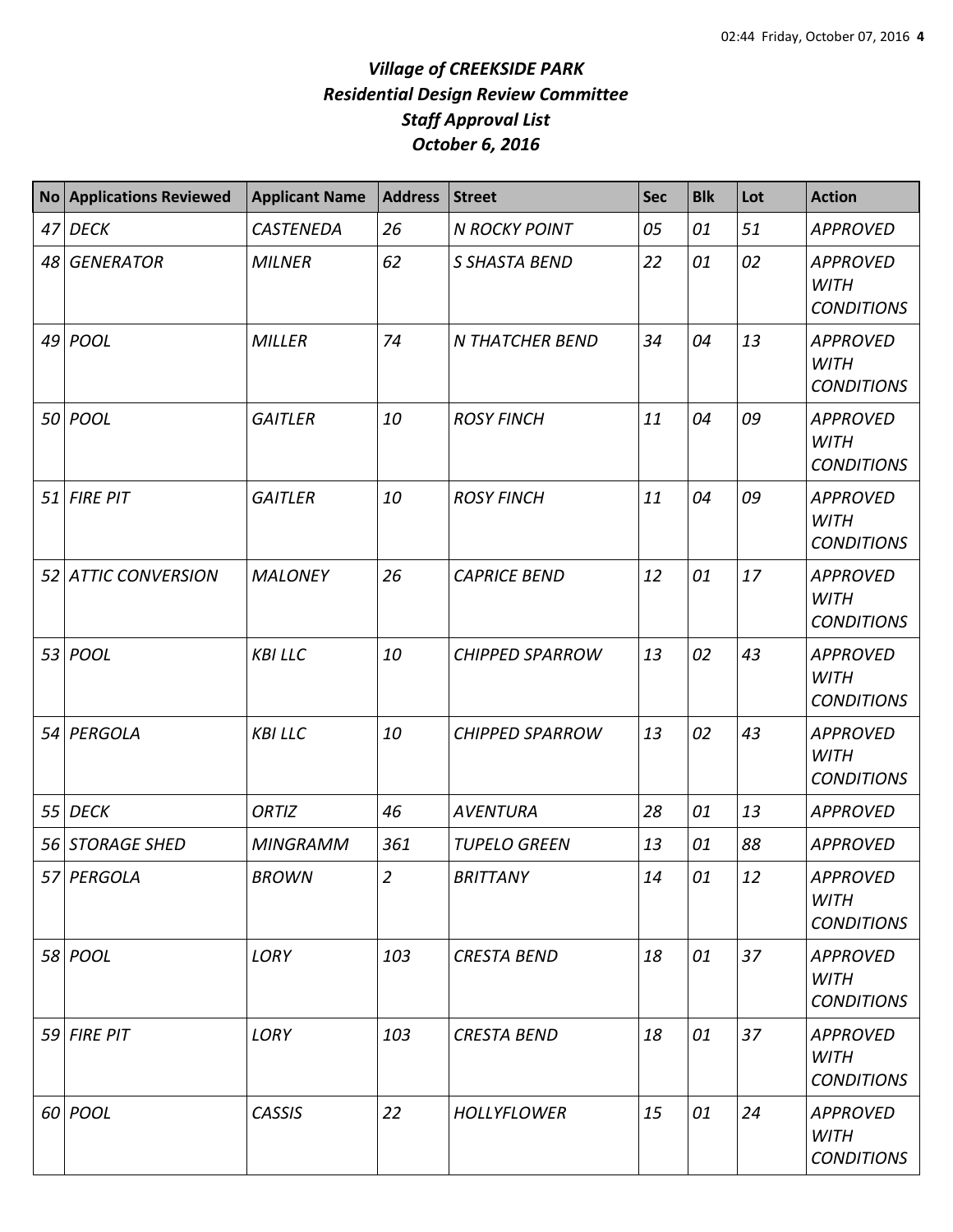# *Village of CREEKSIDE PARK*
## *Residential Design Review Committee*
## *Staff Approval List*
## *October 6, 2016*

| No | Applications Reviewed | Applicant Name | Address | Street | Sec | Blk | Lot | Action |
|---|---|---|---|---|---|---|---|---|
| 47 | DECK | CASTENEDA | 26 | N ROCKY POINT | 05 | 01 | 51 | APPROVED |
| 48 | GENERATOR | MILNER | 62 | S SHASTA BEND | 22 | 01 | 02 | APPROVED WITH CONDITIONS |
| 49 | POOL | MILLER | 74 | N THATCHER BEND | 34 | 04 | 13 | APPROVED WITH CONDITIONS |
| 50 | POOL | GAITLER | 10 | ROSY FINCH | 11 | 04 | 09 | APPROVED WITH CONDITIONS |
| 51 | FIRE PIT | GAITLER | 10 | ROSY FINCH | 11 | 04 | 09 | APPROVED WITH CONDITIONS |
| 52 | ATTIC CONVERSION | MALONEY | 26 | CAPRICE BEND | 12 | 01 | 17 | APPROVED WITH CONDITIONS |
| 53 | POOL | KBI LLC | 10 | CHIPPED SPARROW | 13 | 02 | 43 | APPROVED WITH CONDITIONS |
| 54 | PERGOLA | KBI LLC | 10 | CHIPPED SPARROW | 13 | 02 | 43 | APPROVED WITH CONDITIONS |
| 55 | DECK | ORTIZ | 46 | AVENTURA | 28 | 01 | 13 | APPROVED |
| 56 | STORAGE SHED | MINGRAMM | 361 | TUPELO GREEN | 13 | 01 | 88 | APPROVED |
| 57 | PERGOLA | BROWN | 2 | BRITTANY | 14 | 01 | 12 | APPROVED WITH CONDITIONS |
| 58 | POOL | LORY | 103 | CRESTA BEND | 18 | 01 | 37 | APPROVED WITH CONDITIONS |
| 59 | FIRE PIT | LORY | 103 | CRESTA BEND | 18 | 01 | 37 | APPROVED WITH CONDITIONS |
| 60 | POOL | CASSIS | 22 | HOLLYFLOWER | 15 | 01 | 24 | APPROVED WITH CONDITIONS |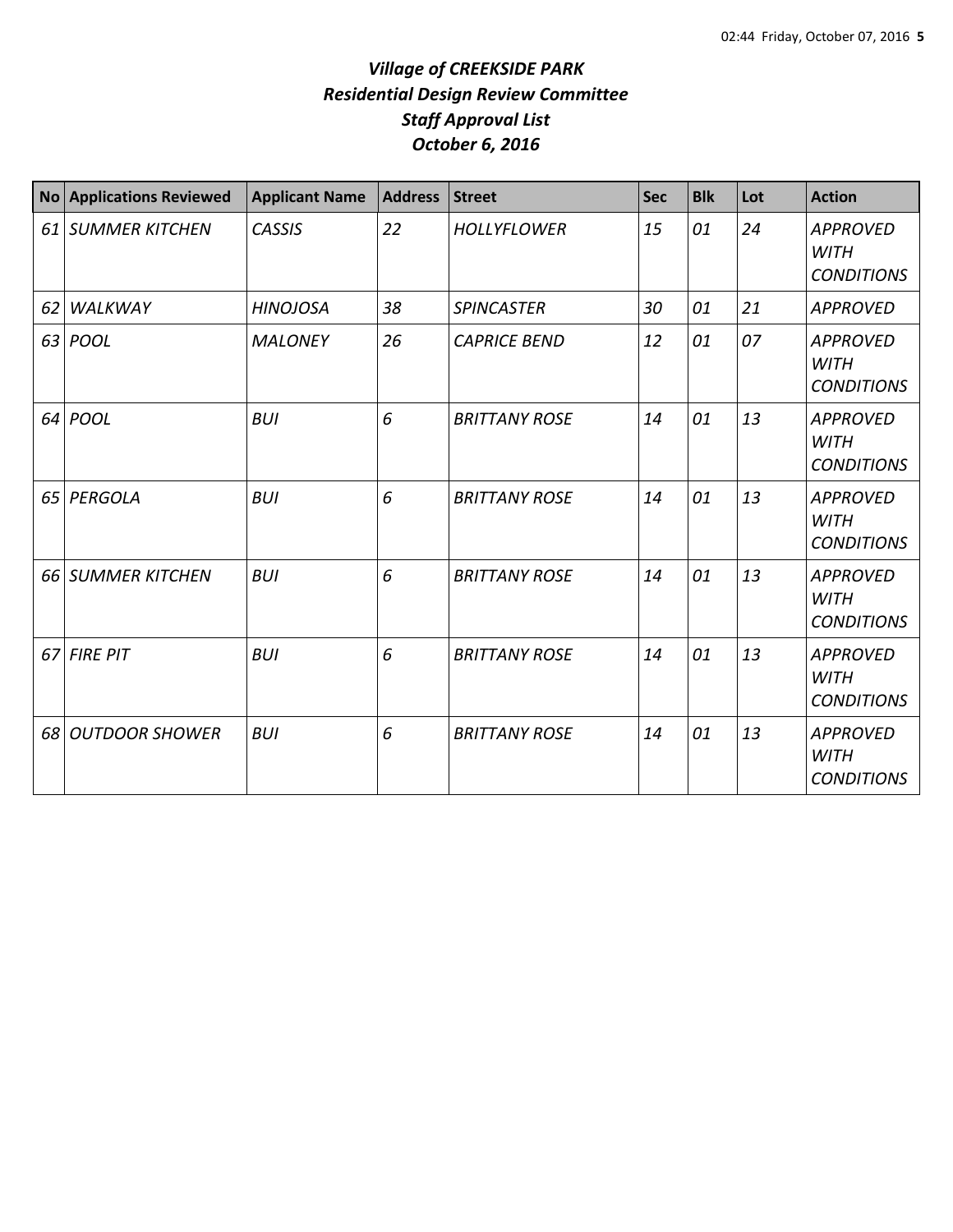# *Village of CREEKSIDE PARK*
## *Residential Design Review Committee*
## *Staff Approval List*
## *October 6, 2016*

| No | Applications Reviewed | Applicant Name | Address | Street | Sec | Blk | Lot | Action |
|---|---|---|---|---|---|---|---|---|
| *61* | *SUMMER KITCHEN* | *CASSIS* | *22* | *HOLLYFLOWER* | *15* | *01* | *24* | *APPROVED WITH CONDITIONS* |
| *62* | *WALKWAY* | *HINOJOSA* | *38* | *SPINCASTER* | *30* | *01* | *21* | *APPROVED* |
| *63* | *POOL* | *MALONEY* | *26* | *CAPRICE BEND* | *12* | *01* | *07* | *APPROVED WITH CONDITIONS* |
| *64* | *POOL* | *BUI* | *6* | *BRITTANY ROSE* | *14* | *01* | *13* | *APPROVED WITH CONDITIONS* |
| *65* | *PERGOLA* | *BUI* | *6* | *BRITTANY ROSE* | *14* | *01* | *13* | *APPROVED WITH CONDITIONS* |
| *66* | *SUMMER KITCHEN* | *BUI* | *6* | *BRITTANY ROSE* | *14* | *01* | *13* | *APPROVED WITH CONDITIONS* |
| *67* | *FIRE PIT* | *BUI* | *6* | *BRITTANY ROSE* | *14* | *01* | *13* | *APPROVED WITH CONDITIONS* |
| *68* | *OUTDOOR SHOWER* | *BUI* | *6* | *BRITTANY ROSE* | *14* | *01* | *13* | *APPROVED WITH CONDITIONS* |